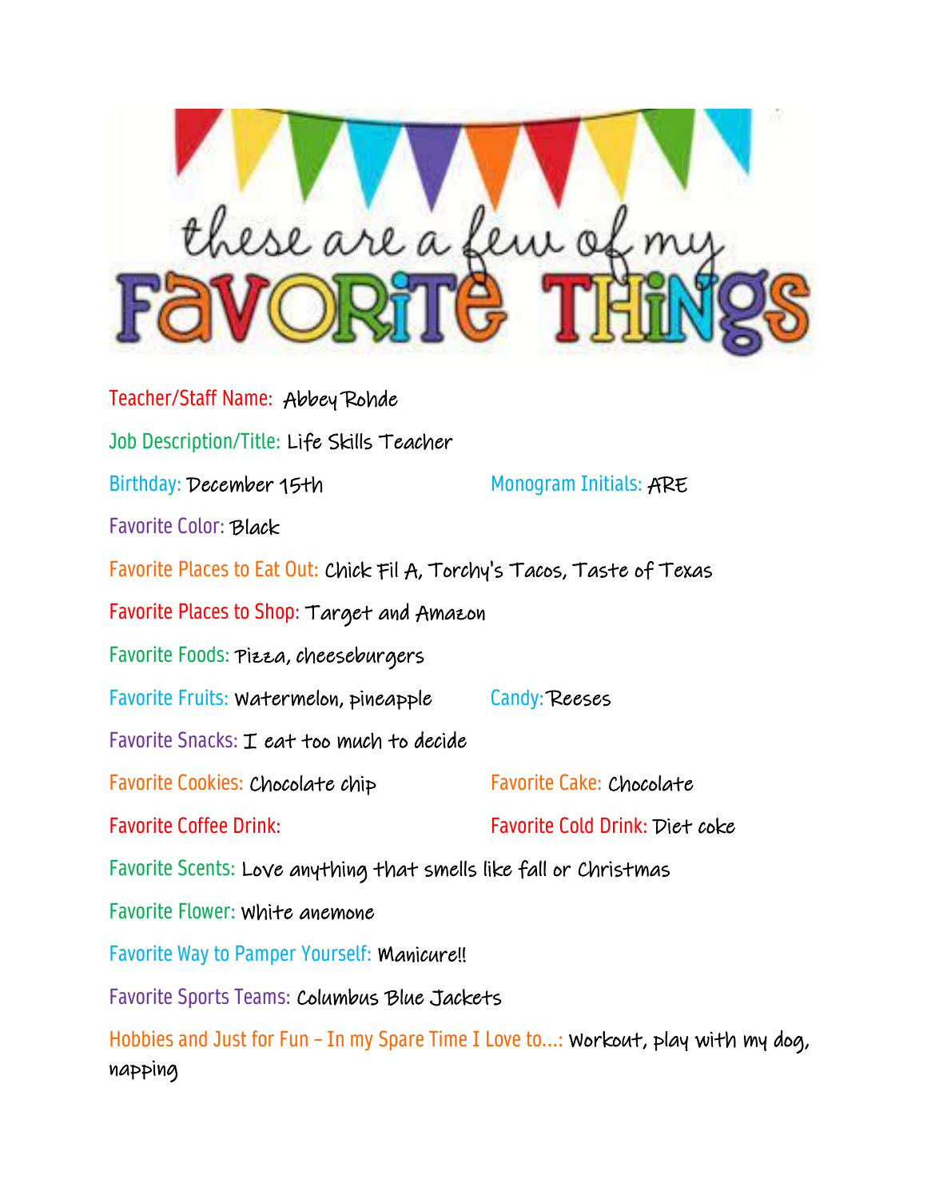# these are a few of my FAVORITE THINGS

Teacher/Staff Name: Abbey Rohde

Job Description/Title: Life Skills Teacher

Birthday: December 15th

Monogram Initials: ARE

Favorite Color: Black

Favorite Places to Eat Out: Chick Fil A, Torchy's Tacos, Taste of Texas

Favorite Places to Shop: Target and Amazon

Favorite Foods: Pizza, cheeseburgers

Favorite Fruits: Watermelon, pineapple

Candy: Reeses

Favorite Snacks: I eat too much to decide

Favorite Cookies: Chocolate chip

Favorite Cake: Chocolate

Favorite Coffee Drink:

Favorite Cold Drink: Diet coke

Favorite Scents: Love anything that smells like fall or Christmas

Favorite Flower: White anemone

Favorite Way to Pamper Yourself: Manicure!!

Favorite Sports Teams: Columbus Blue Jackets

Hobbies and Just for Fun – In my Spare Time I Love to...: Workout, play with my dog, napping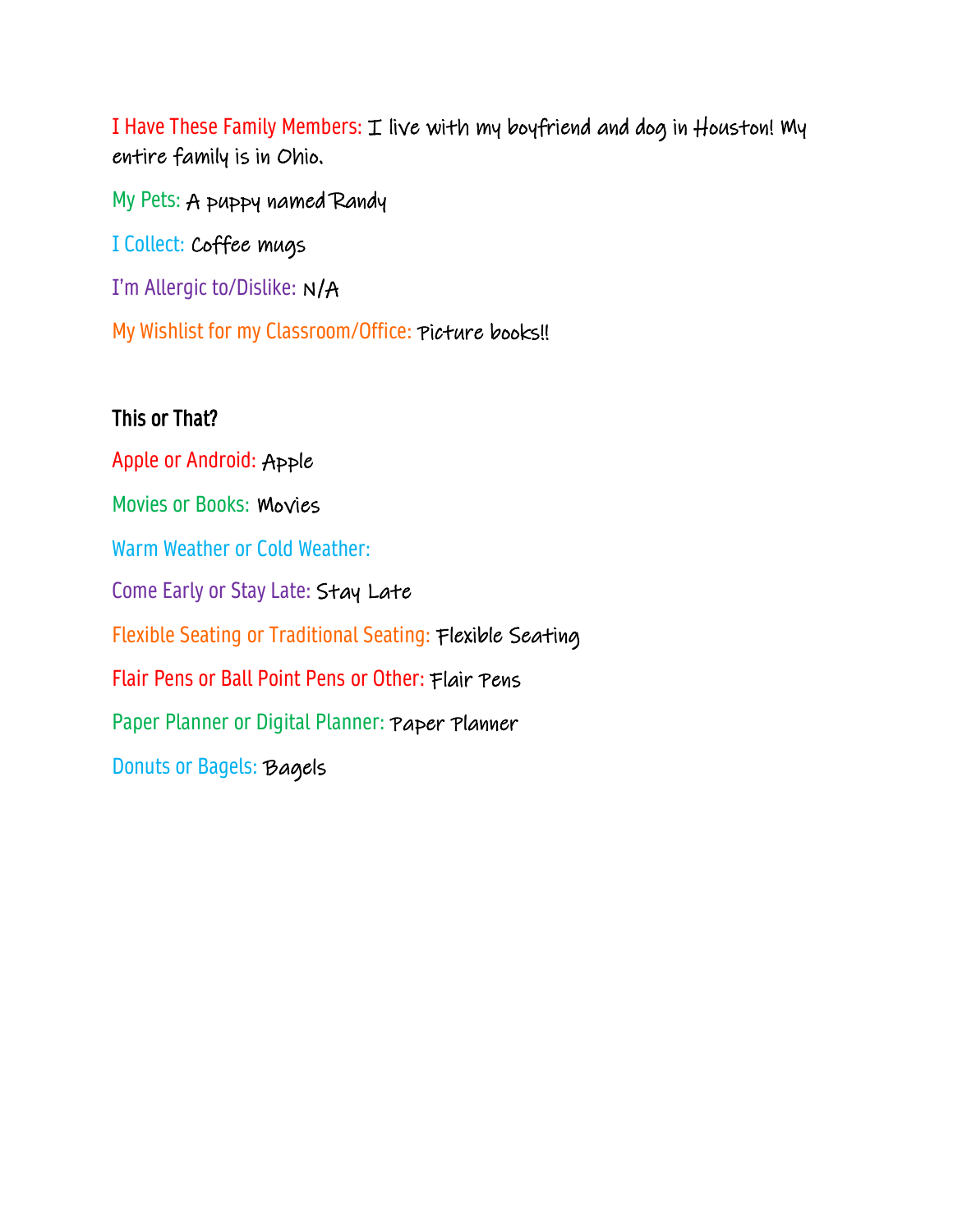I Have These Family Members: I live with my boyfriend and dog in Houston! My entire family is in Ohio.

My Pets: A puppy named Randy

I Collect: Coffee mugs

I'm Allergic to/Dislike: N/A

My Wishlist for my Classroom/Office: Picture books!!

## This or That?

Apple or Android: Apple

Movies or Books: Movies

Warm Weather or Cold Weather:

Come Early or Stay Late: Stay Late

Flexible Seating or Traditional Seating: Flexible Seating

Flair Pens or Ball Point Pens or Other: Flair Pens

Paper Planner or Digital Planner: Paper Planner

Donuts or Bagels: Bagels